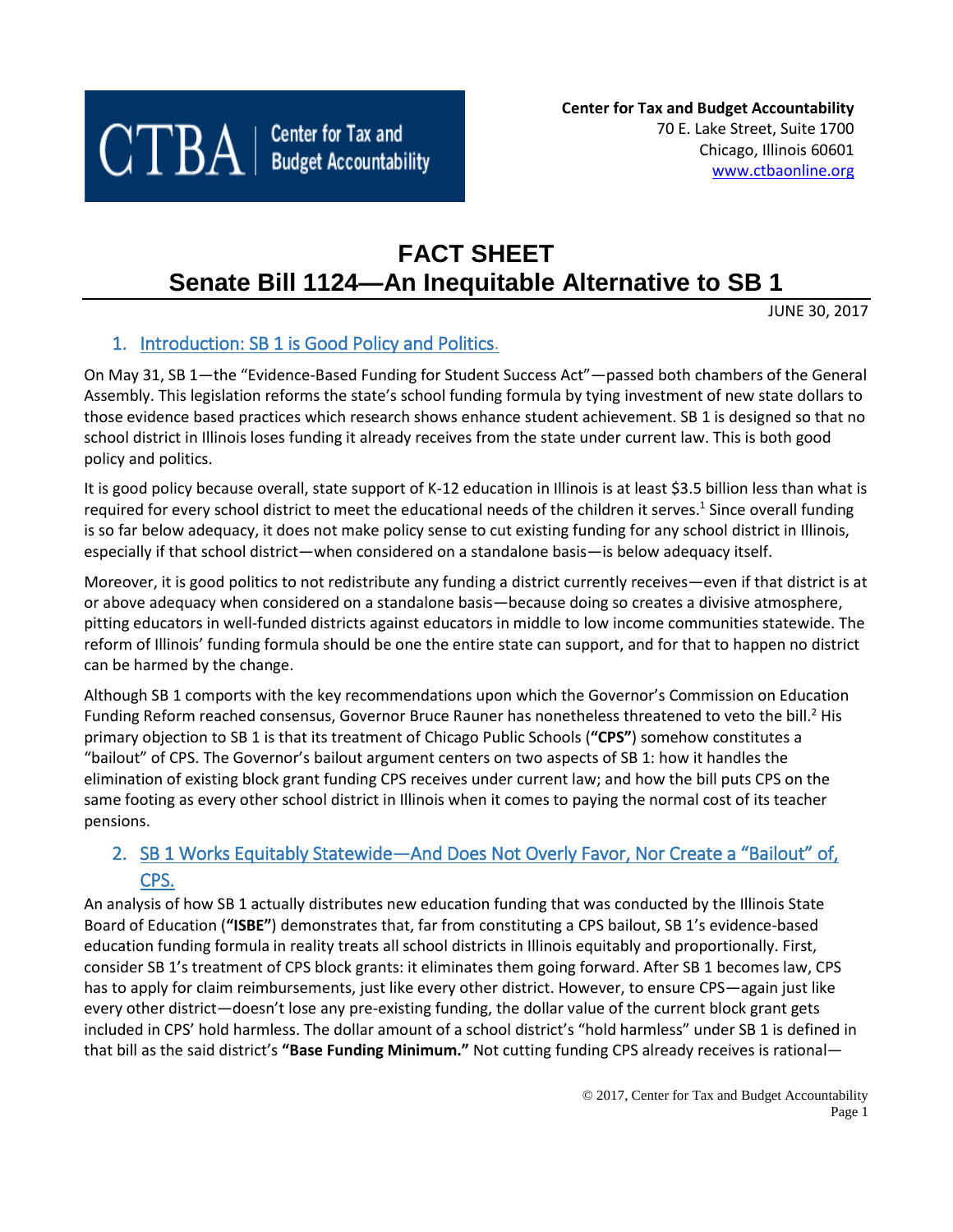CTBA | Center for Tax and Budget Accountability

**Center for Tax and Budget Accountability**
70 E. Lake Street, Suite 1700
Chicago, Illinois 60601
www.ctbaonline.org

# FACT SHEET
# Senate Bill 1124—An Inequitable Alternative to SB 1

JUNE 30, 2017

## 1. Introduction: SB 1 is Good Policy and Politics.

On May 31, SB 1—the "Evidence-Based Funding for Student Success Act"—passed both chambers of the General Assembly. This legislation reforms the state's school funding formula by tying investment of new state dollars to those evidence based practices which research shows enhance student achievement. SB 1 is designed so that no school district in Illinois loses funding it already receives from the state under current law. This is both good policy and politics.

It is good policy because overall, state support of K-12 education in Illinois is at least $3.5 billion less than what is required for every school district to meet the educational needs of the children it serves.[1] Since overall funding is so far below adequacy, it does not make policy sense to cut existing funding for any school district in Illinois, especially if that school district—when considered on a standalone basis—is below adequacy itself.

Moreover, it is good politics to not redistribute any funding a district currently receives—even if that district is at or above adequacy when considered on a standalone basis—because doing so creates a divisive atmosphere, pitting educators in well-funded districts against educators in middle to low income communities statewide. The reform of Illinois' funding formula should be one the entire state can support, and for that to happen no district can be harmed by the change.

Although SB 1 comports with the key recommendations upon which the Governor's Commission on Education Funding Reform reached consensus, Governor Bruce Rauner has nonetheless threatened to veto the bill.[2] His primary objection to SB 1 is that its treatment of Chicago Public Schools (**"CPS"**) somehow constitutes a "bailout" of CPS. The Governor's bailout argument centers on two aspects of SB 1: how it handles the elimination of existing block grant funding CPS receives under current law; and how the bill puts CPS on the same footing as every other school district in Illinois when it comes to paying the normal cost of its teacher pensions.

## 2. SB 1 Works Equitably Statewide—And Does Not Overly Favor, Nor Create a "Bailout" of, CPS.

An analysis of how SB 1 actually distributes new education funding that was conducted by the Illinois State Board of Education (**"ISBE"**) demonstrates that, far from constituting a CPS bailout, SB 1's evidence-based education funding formula in reality treats all school districts in Illinois equitably and proportionally. First, consider SB 1's treatment of CPS block grants: it eliminates them going forward. After SB 1 becomes law, CPS has to apply for claim reimbursements, just like every other district. However, to ensure CPS—again just like every other district—doesn't lose any pre-existing funding, the dollar value of the current block grant gets included in CPS' hold harmless. The dollar amount of a school district's "hold harmless" under SB 1 is defined in that bill as the said district's **"Base Funding Minimum."** Not cutting funding CPS already receives is rational—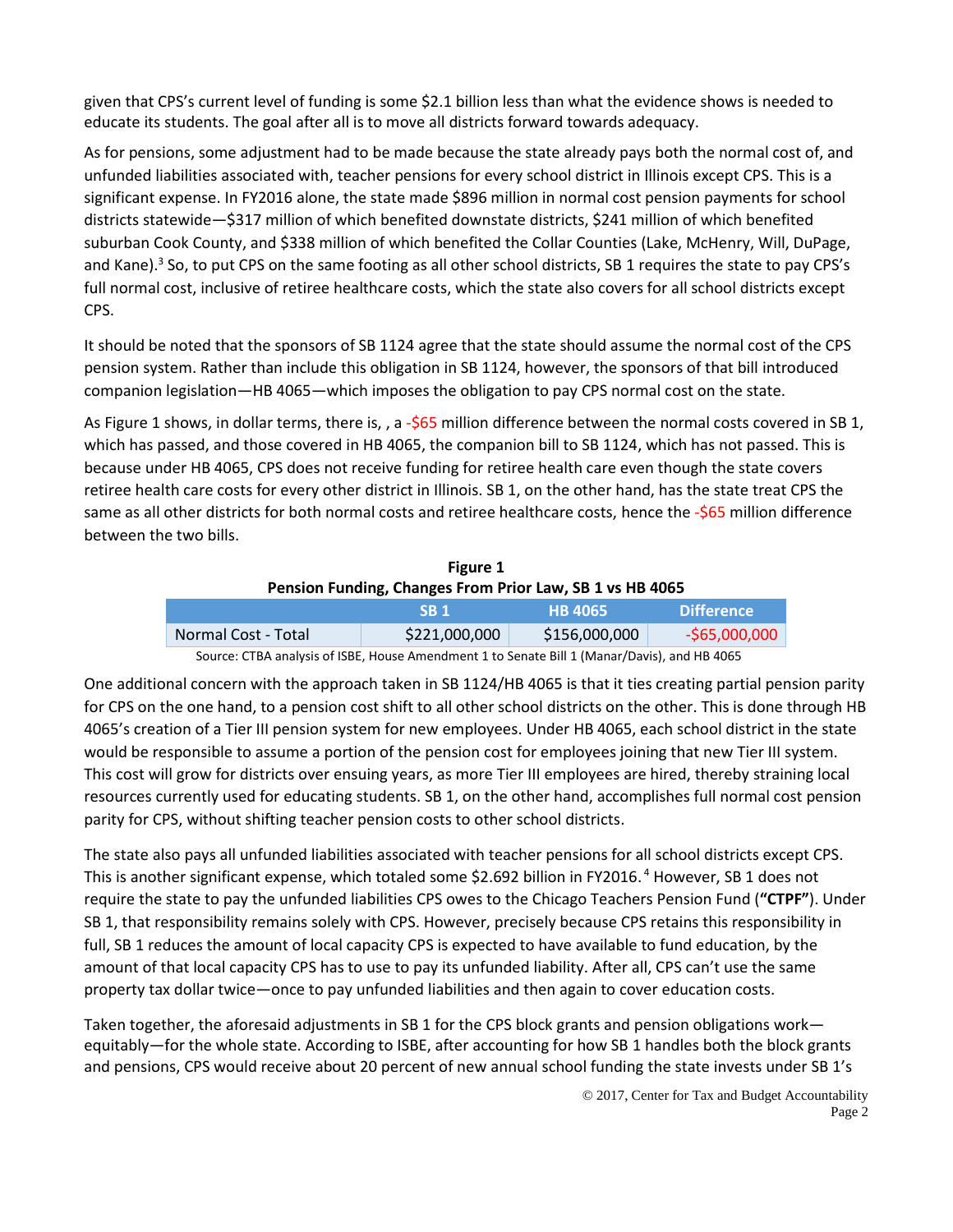given that CPS's current level of funding is some $2.1 billion less than what the evidence shows is needed to educate its students. The goal after all is to move all districts forward towards adequacy.

As for pensions, some adjustment had to be made because the state already pays both the normal cost of, and unfunded liabilities associated with, teacher pensions for every school district in Illinois except CPS. This is a significant expense. In FY2016 alone, the state made $896 million in normal cost pension payments for school districts statewide—$317 million of which benefited downstate districts, $241 million of which benefited suburban Cook County, and $338 million of which benefited the Collar Counties (Lake, McHenry, Will, DuPage, and Kane).[3] So, to put CPS on the same footing as all other school districts, SB 1 requires the state to pay CPS's full normal cost, inclusive of retiree healthcare costs, which the state also covers for all school districts except CPS.

It should be noted that the sponsors of SB 1124 agree that the state should assume the normal cost of the CPS pension system. Rather than include this obligation in SB 1124, however, the sponsors of that bill introduced companion legislation—HB 4065—which imposes the obligation to pay CPS normal cost on the state.

As Figure 1 shows, in dollar terms, there is, , a -$65 million difference between the normal costs covered in SB 1, which has passed, and those covered in HB 4065, the companion bill to SB 1124, which has not passed. This is because under HB 4065, CPS does not receive funding for retiree health care even though the state covers retiree health care costs for every other district in Illinois. SB 1, on the other hand, has the state treat CPS the same as all other districts for both normal costs and retiree healthcare costs, hence the -$65 million difference between the two bills.

**Figure 1**
**Pension Funding, Changes From Prior Law, SB 1 vs HB 4065**

| | SB 1 | HB 4065 | Difference |
|---|---|---|---|
| Normal Cost - Total | $221,000,000 | $156,000,000 | -$65,000,000 |

Source: CTBA analysis of ISBE, House Amendment 1 to Senate Bill 1 (Manar/Davis), and HB 4065

One additional concern with the approach taken in SB 1124/HB 4065 is that it ties creating partial pension parity for CPS on the one hand, to a pension cost shift to all other school districts on the other. This is done through HB 4065's creation of a Tier III pension system for new employees. Under HB 4065, each school district in the state would be responsible to assume a portion of the pension cost for employees joining that new Tier III system. This cost will grow for districts over ensuing years, as more Tier III employees are hired, thereby straining local resources currently used for educating students. SB 1, on the other hand, accomplishes full normal cost pension parity for CPS, without shifting teacher pension costs to other school districts.

The state also pays all unfunded liabilities associated with teacher pensions for all school districts except CPS. This is another significant expense, which totaled some $2.692 billion in FY2016.[4] However, SB 1 does not require the state to pay the unfunded liabilities CPS owes to the Chicago Teachers Pension Fund (**"CTPF"**). Under SB 1, that responsibility remains solely with CPS. However, precisely because CPS retains this responsibility in full, SB 1 reduces the amount of local capacity CPS is expected to have available to fund education, by the amount of that local capacity CPS has to use to pay its unfunded liability. After all, CPS can't use the same property tax dollar twice—once to pay unfunded liabilities and then again to cover education costs.

Taken together, the aforesaid adjustments in SB 1 for the CPS block grants and pension obligations work—equitably—for the whole state. According to ISBE, after accounting for how SB 1 handles both the block grants and pensions, CPS would receive about 20 percent of new annual school funding the state invests under SB 1's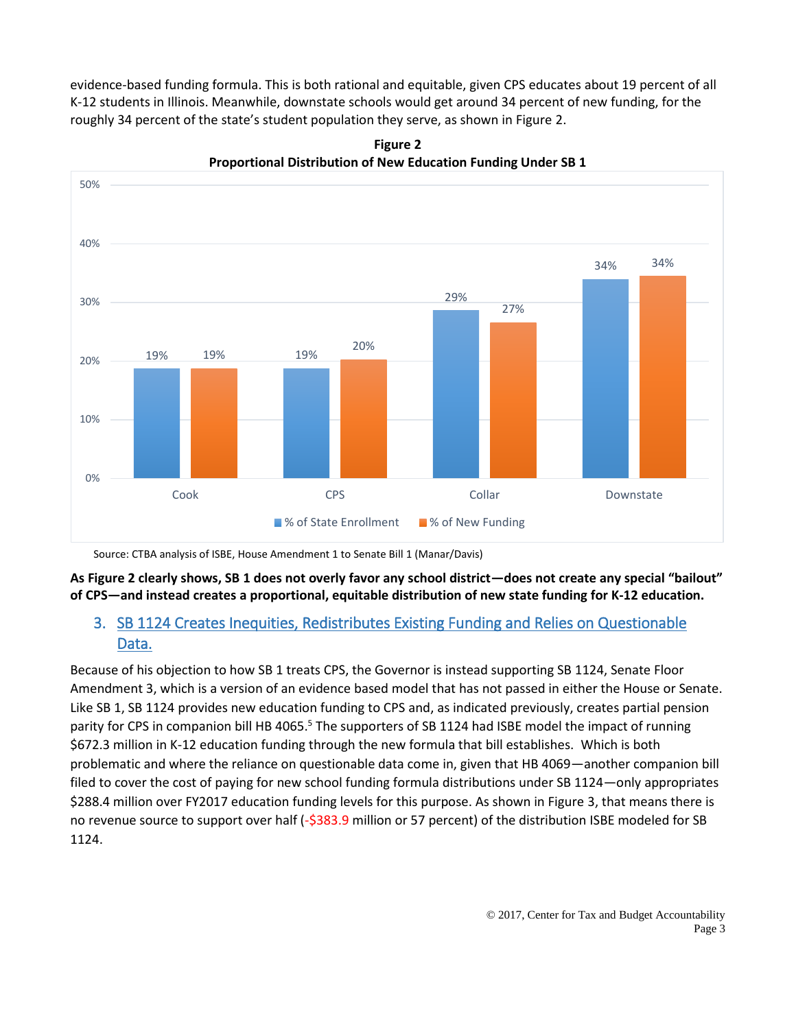evidence-based funding formula. This is both rational and equitable, given CPS educates about 19 percent of all K-12 students in Illinois. Meanwhile, downstate schools would get around 34 percent of new funding, for the roughly 34 percent of the state's student population they serve, as shown in Figure 2.

**Figure 2**
**Proportional Distribution of New Education Funding Under SB 1**

| | % of State Enrollment | % of New Funding |
|---|---|---|
| Cook | 19% | 19% |
| CPS | 19% | 20% |
| Collar | 29% | 27% |
| Downstate | 34% | 34% |

Source: CTBA analysis of ISBE, House Amendment 1 to Senate Bill 1 (Manar/Davis)

**As Figure 2 clearly shows, SB 1 does not overly favor any school district—does not create any special "bailout" of CPS—and instead creates a proportional, equitable distribution of new state funding for K-12 education.**

## 3. SB 1124 Creates Inequities, Redistributes Existing Funding and Relies on Questionable Data.

Because of his objection to how SB 1 treats CPS, the Governor is instead supporting SB 1124, Senate Floor Amendment 3, which is a version of an evidence based model that has not passed in either the House or Senate. Like SB 1, SB 1124 provides new education funding to CPS and, as indicated previously, creates partial pension parity for CPS in companion bill HB 4065.[5] The supporters of SB 1124 had ISBE model the impact of running $672.3 million in K-12 education funding through the new formula that bill establishes. Which is both problematic and where the reliance on questionable data come in, given that HB 4069—another companion bill filed to cover the cost of paying for new school funding formula distributions under SB 1124—only appropriates $288.4 million over FY2017 education funding levels for this purpose. As shown in Figure 3, that means there is no revenue source to support over half (-$383.9 million or 57 percent) of the distribution ISBE modeled for SB 1124.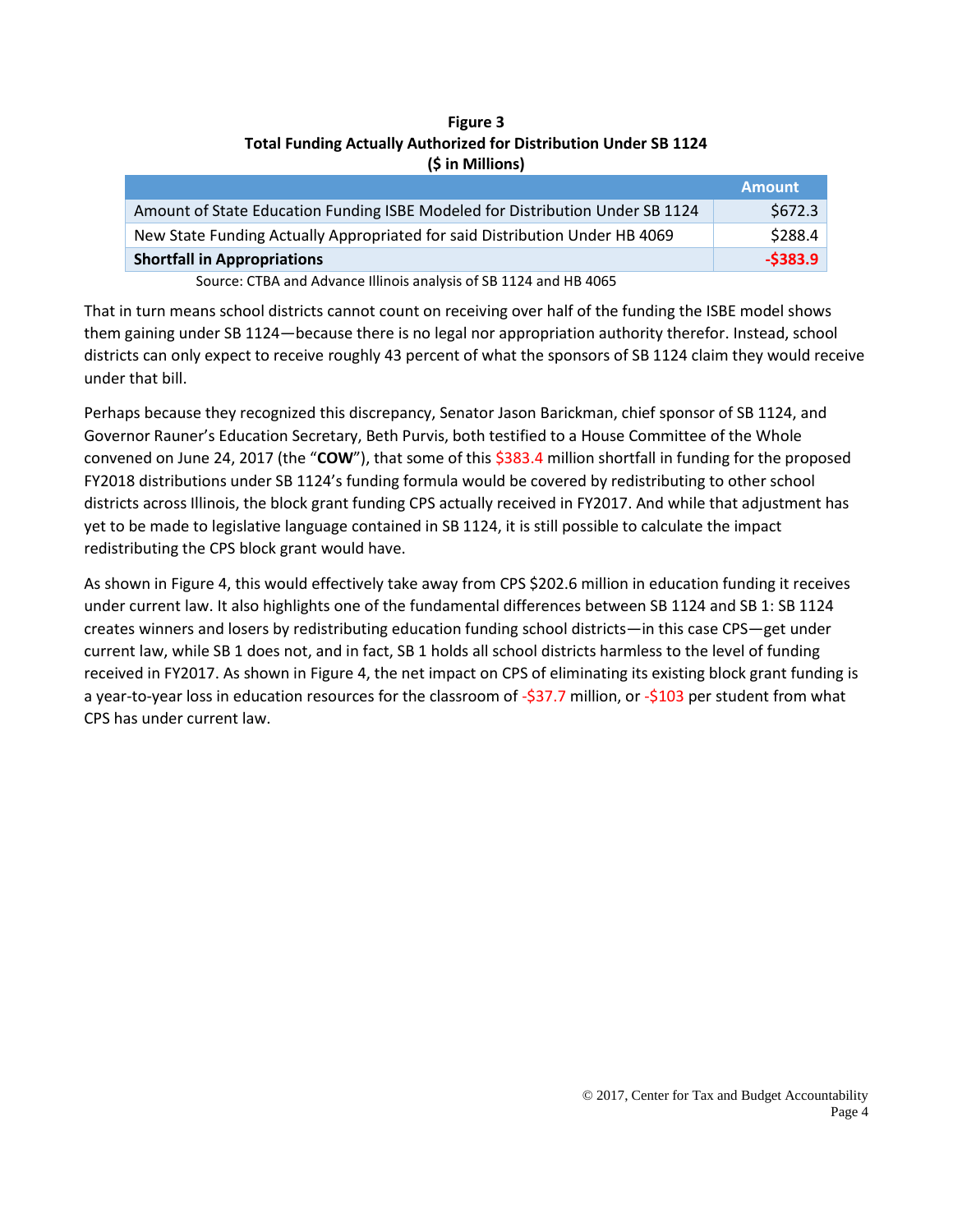**Figure 3**
**Total Funding Actually Authorized for Distribution Under SB 1124**
**($ in Millions)**

| | Amount |
|---|---|
| Amount of State Education Funding ISBE Modeled for Distribution Under SB 1124 | $672.3 |
| New State Funding Actually Appropriated for said Distribution Under HB 4069 | $288.4 |
| **Shortfall in Appropriations** | **-$383.9** |

Source: CTBA and Advance Illinois analysis of SB 1124 and HB 4065

That in turn means school districts cannot count on receiving over half of the funding the ISBE model shows them gaining under SB 1124—because there is no legal nor appropriation authority therefor. Instead, school districts can only expect to receive roughly 43 percent of what the sponsors of SB 1124 claim they would receive under that bill.

Perhaps because they recognized this discrepancy, Senator Jason Barickman, chief sponsor of SB 1124, and Governor Rauner's Education Secretary, Beth Purvis, both testified to a House Committee of the Whole convened on June 24, 2017 (the "**COW**"), that some of this $383.4 million shortfall in funding for the proposed FY2018 distributions under SB 1124's funding formula would be covered by redistributing to other school districts across Illinois, the block grant funding CPS actually received in FY2017. And while that adjustment has yet to be made to legislative language contained in SB 1124, it is still possible to calculate the impact redistributing the CPS block grant would have.

As shown in Figure 4, this would effectively take away from CPS $202.6 million in education funding it receives under current law. It also highlights one of the fundamental differences between SB 1124 and SB 1: SB 1124 creates winners and losers by redistributing education funding school districts—in this case CPS—get under current law, while SB 1 does not, and in fact, SB 1 holds all school districts harmless to the level of funding received in FY2017. As shown in Figure 4, the net impact on CPS of eliminating its existing block grant funding is a year-to-year loss in education resources for the classroom of -$37.7 million, or -$103 per student from what CPS has under current law.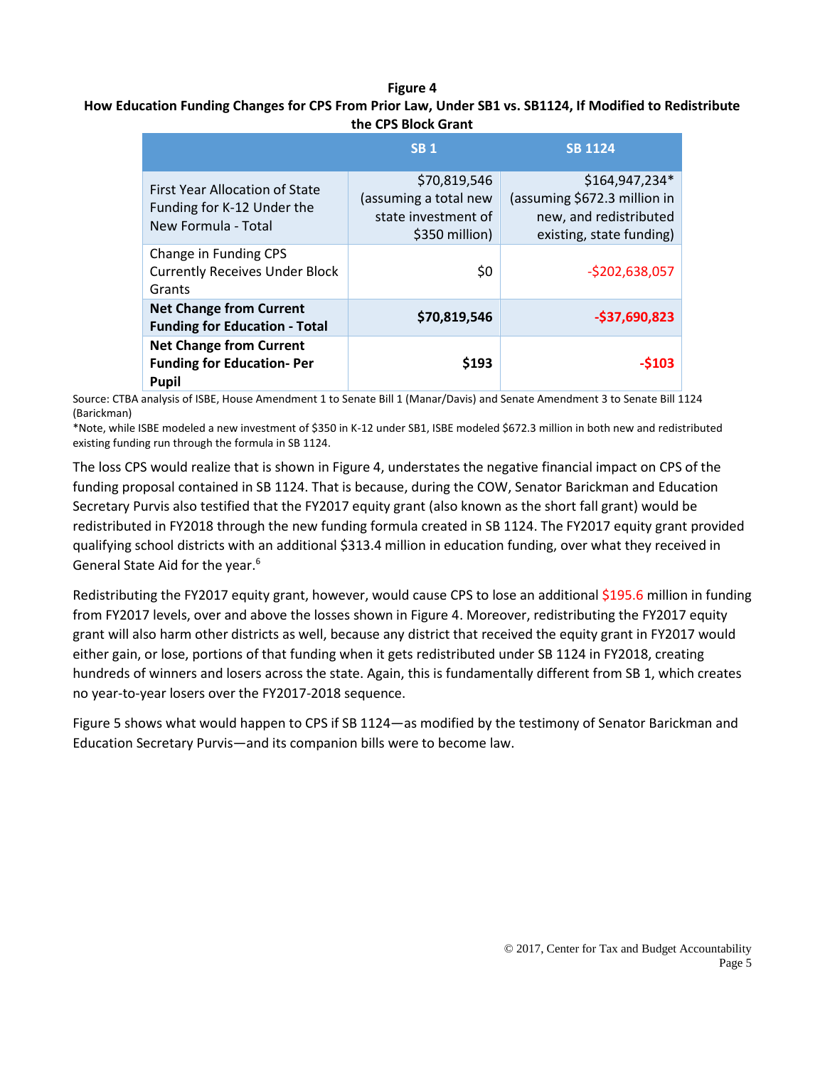**Figure 4**
**How Education Funding Changes for CPS From Prior Law, Under SB1 vs. SB1124, If Modified to Redistribute the CPS Block Grant**

| | SB 1 | SB 1124 |
|---|---|---|
| First Year Allocation of State Funding for K-12 Under the New Formula - Total | $70,819,546 (assuming a total new state investment of $350 million) | $164,947,234* (assuming $672.3 million in new, and redistributed existing, state funding) |
| Change in Funding CPS Currently Receives Under Block Grants | $0 | -$202,638,057 |
| **Net Change from Current Funding for Education - Total** | **$70,819,546** | **-$37,690,823** |
| **Net Change from Current Funding for Education- Per Pupil** | **$193** | **-$103** |

Source: CTBA analysis of ISBE, House Amendment 1 to Senate Bill 1 (Manar/Davis) and Senate Amendment 3 to Senate Bill 1124 (Barickman)

*Note, while ISBE modeled a new investment of $350 in K-12 under SB1, ISBE modeled $672.3 million in both new and redistributed existing funding run through the formula in SB 1124.

The loss CPS would realize that is shown in Figure 4, understates the negative financial impact on CPS of the funding proposal contained in SB 1124. That is because, during the COW, Senator Barickman and Education Secretary Purvis also testified that the FY2017 equity grant (also known as the short fall grant) would be redistributed in FY2018 through the new funding formula created in SB 1124. The FY2017 equity grant provided qualifying school districts with an additional $313.4 million in education funding, over what they received in General State Aid for the year.[6]

Redistributing the FY2017 equity grant, however, would cause CPS to lose an additional $195.6 million in funding from FY2017 levels, over and above the losses shown in Figure 4. Moreover, redistributing the FY2017 equity grant will also harm other districts as well, because any district that received the equity grant in FY2017 would either gain, or lose, portions of that funding when it gets redistributed under SB 1124 in FY2018, creating hundreds of winners and losers across the state. Again, this is fundamentally different from SB 1, which creates no year-to-year losers over the FY2017-2018 sequence.

Figure 5 shows what would happen to CPS if SB 1124—as modified by the testimony of Senator Barickman and Education Secretary Purvis—and its companion bills were to become law.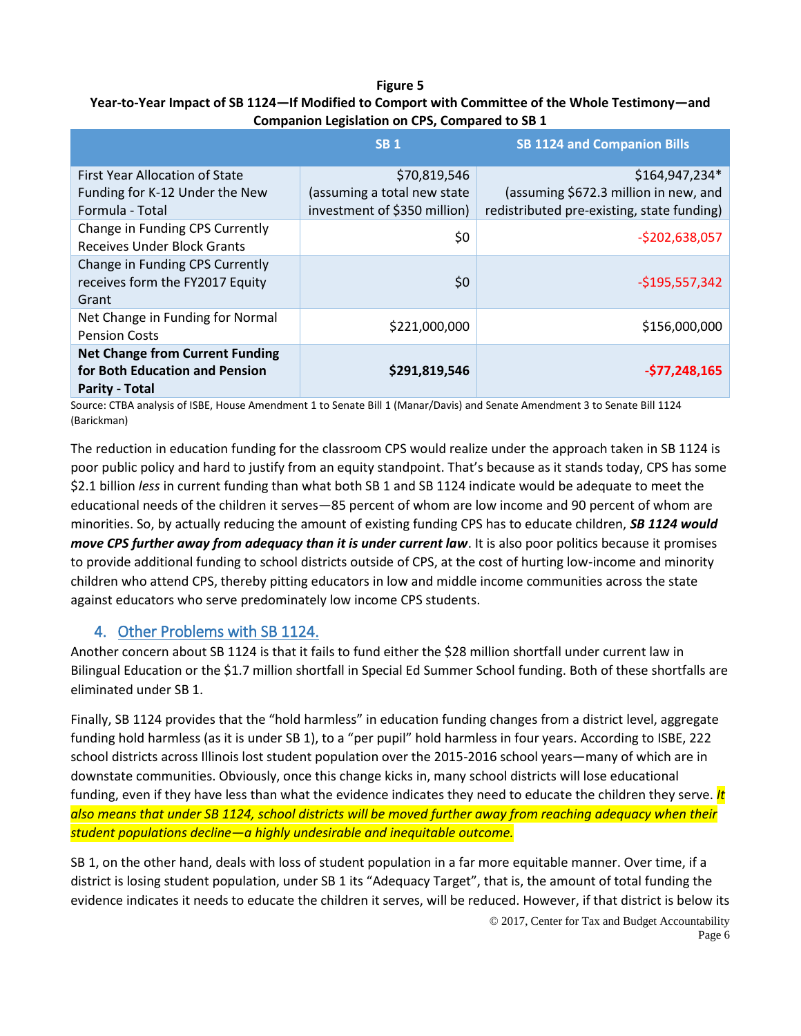**Figure 5**
**Year-to-Year Impact of SB 1124—If Modified to Comport with Committee of the Whole Testimony—and Companion Legislation on CPS, Compared to SB 1**

| | SB 1 | SB 1124 and Companion Bills |
|---|---|---|
| First Year Allocation of State Funding for K-12 Under the New Formula - Total | $70,819,546 (assuming a total new state investment of $350 million) | $164,947,234* (assuming $672.3 million in new, and redistributed pre-existing, state funding) |
| Change in Funding CPS Currently Receives Under Block Grants | $0 | -$202,638,057 |
| Change in Funding CPS Currently receives form the FY2017 Equity Grant | $0 | -$195,557,342 |
| Net Change in Funding for Normal Pension Costs | $221,000,000 | $156,000,000 |
| **Net Change from Current Funding for Both Education and Pension Parity - Total** | **$291,819,546** | **-$77,248,165** |

Source: CTBA analysis of ISBE, House Amendment 1 to Senate Bill 1 (Manar/Davis) and Senate Amendment 3 to Senate Bill 1124 (Barickman)

The reduction in education funding for the classroom CPS would realize under the approach taken in SB 1124 is poor public policy and hard to justify from an equity standpoint. That's because as it stands today, CPS has some $2.1 billion *less* in current funding than what both SB 1 and SB 1124 indicate would be adequate to meet the educational needs of the children it serves—85 percent of whom are low income and 90 percent of whom are minorities. So, by actually reducing the amount of existing funding CPS has to educate children, ***SB 1124 would move CPS further away from adequacy than it is under current law***. It is also poor politics because it promises to provide additional funding to school districts outside of CPS, at the cost of hurting low-income and minority children who attend CPS, thereby pitting educators in low and middle income communities across the state against educators who serve predominately low income CPS students.

## 4. Other Problems with SB 1124.

Another concern about SB 1124 is that it fails to fund either the $28 million shortfall under current law in Bilingual Education or the $1.7 million shortfall in Special Ed Summer School funding. Both of these shortfalls are eliminated under SB 1.

Finally, SB 1124 provides that the "hold harmless" in education funding changes from a district level, aggregate funding hold harmless (as it is under SB 1), to a "per pupil" hold harmless in four years. According to ISBE, 222 school districts across Illinois lost student population over the 2015-2016 school years—many of which are in downstate communities. Obviously, once this change kicks in, many school districts will lose educational funding, even if they have less than what the evidence indicates they need to educate the children they serve. *It also means that under SB 1124, school districts will be moved further away from reaching adequacy when their student populations decline—a highly undesirable and inequitable outcome.*

SB 1, on the other hand, deals with loss of student population in a far more equitable manner. Over time, if a district is losing student population, under SB 1 its "Adequacy Target", that is, the amount of total funding the evidence indicates it needs to educate the children it serves, will be reduced. However, if that district is below its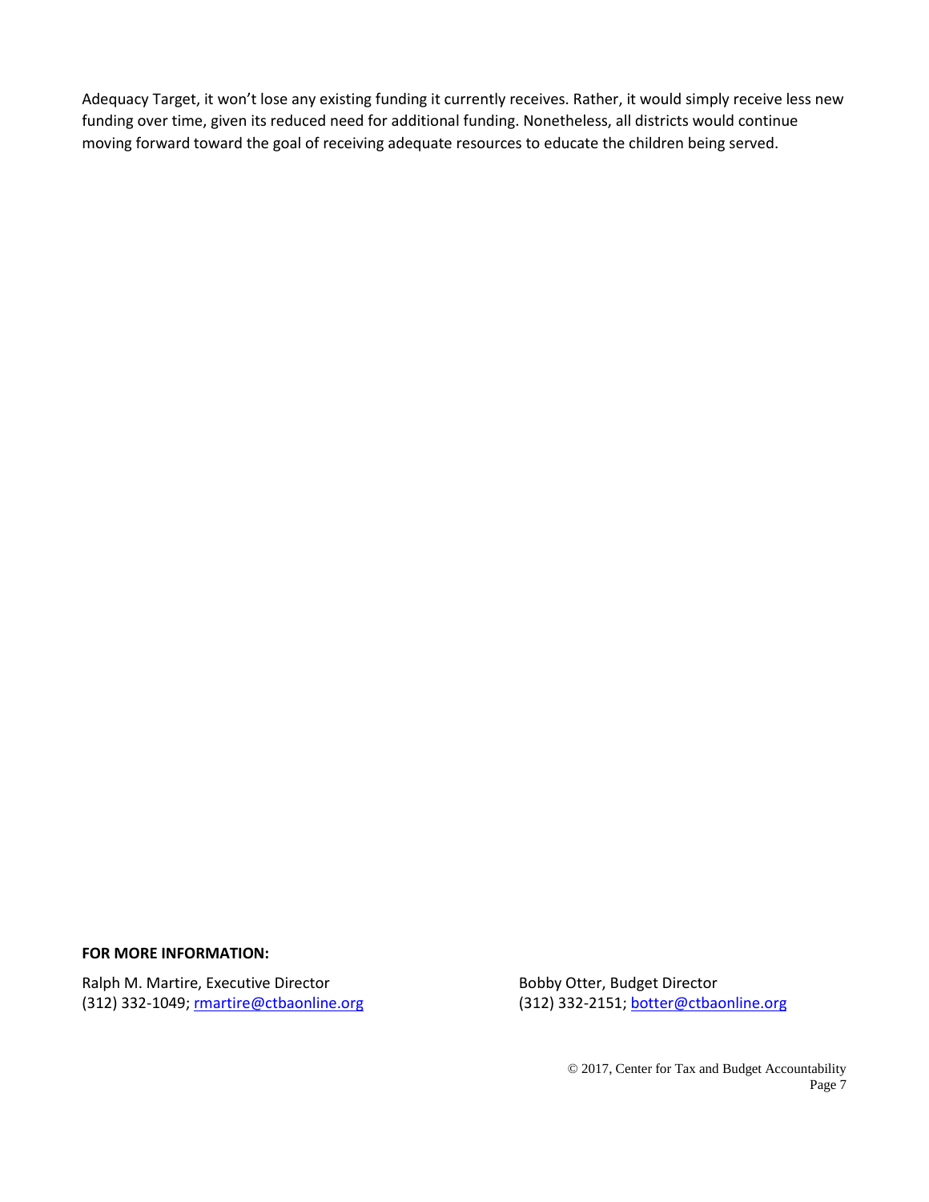Adequacy Target, it won't lose any existing funding it currently receives. Rather, it would simply receive less new funding over time, given its reduced need for additional funding. Nonetheless, all districts would continue moving forward toward the goal of receiving adequate resources to educate the children being served.

**FOR MORE INFORMATION:**

Ralph M. Martire, Executive Director
(312) 332-1049; rmartire@ctbaonline.org

Bobby Otter, Budget Director
(312) 332-2151; botter@ctbaonline.org

© 2017, Center for Tax and Budget Accountability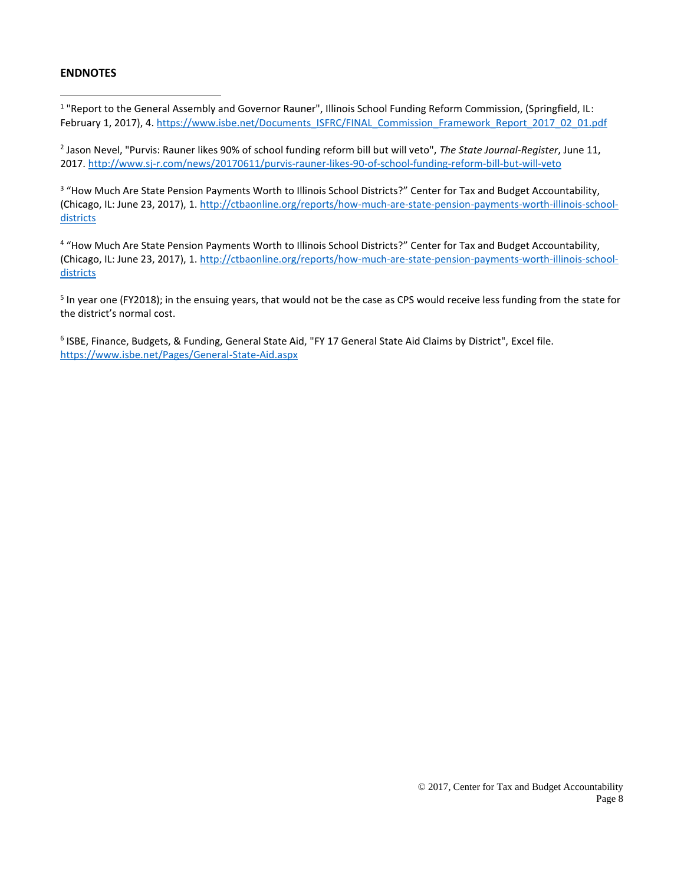**ENDNOTES**

[1] "Report to the General Assembly and Governor Rauner", Illinois School Funding Reform Commission, (Springfield, IL: February 1, 2017), 4. https://www.isbe.net/Documents_ISFRC/FINAL_Commission_Framework_Report_2017_02_01.pdf

[2] Jason Nevel, "Purvis: Rauner likes 90% of school funding reform bill but will veto", *The State Journal-Register*, June 11, 2017. http://www.sj-r.com/news/20170611/purvis-rauner-likes-90-of-school-funding-reform-bill-but-will-veto

[3] "How Much Are State Pension Payments Worth to Illinois School Districts?" Center for Tax and Budget Accountability, (Chicago, IL: June 23, 2017), 1. http://ctbaonline.org/reports/how-much-are-state-pension-payments-worth-illinois-school-districts

[4] "How Much Are State Pension Payments Worth to Illinois School Districts?" Center for Tax and Budget Accountability, (Chicago, IL: June 23, 2017), 1. http://ctbaonline.org/reports/how-much-are-state-pension-payments-worth-illinois-school-districts

[5] In year one (FY2018); in the ensuing years, that would not be the case as CPS would receive less funding from the state for the district's normal cost.

[6] ISBE, Finance, Budgets, & Funding, General State Aid, "FY 17 General State Aid Claims by District", Excel file. https://www.isbe.net/Pages/General-State-Aid.aspx

© 2017, Center for Tax and Budget Accountability